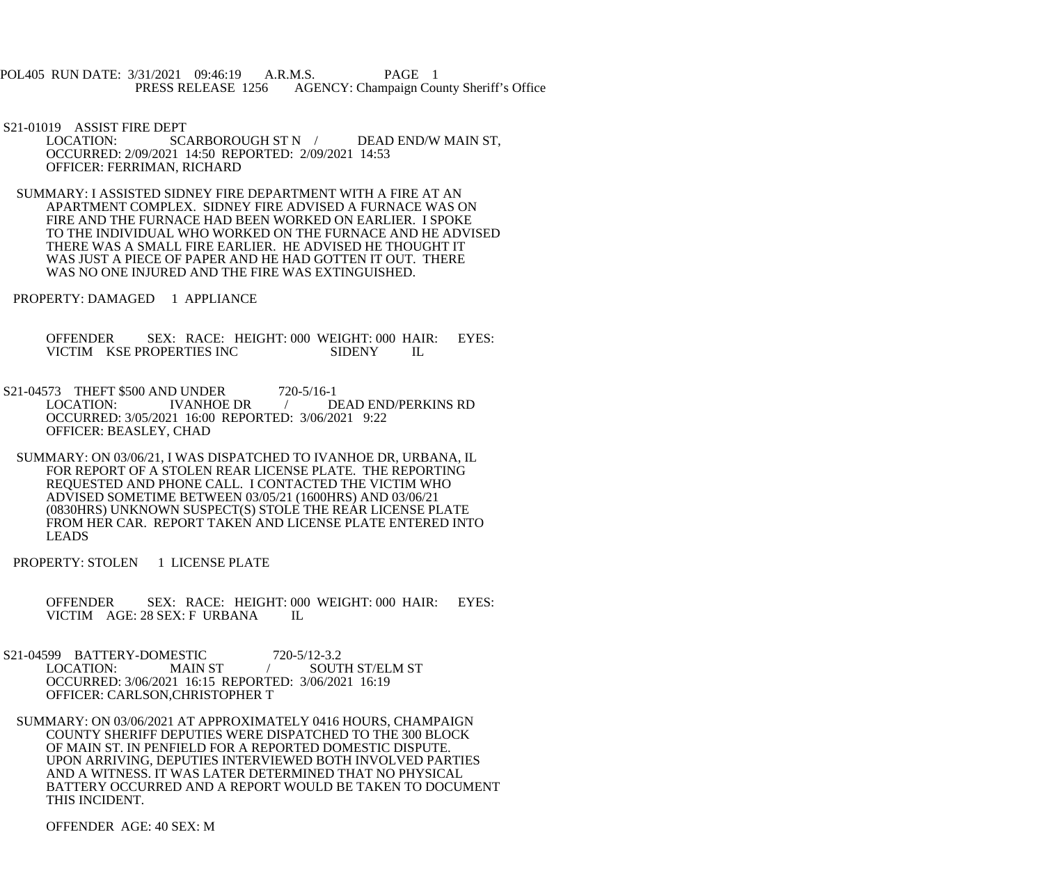POL405 RUN DATE: 3/31/2021 09:46:19 A.R.M.S. PAGE 1
PRESS RELEASE 1256 AGENCY: Champaign County Sheriff's Office

S21-01019 ASSIST FIRE DEPT
LOCATION: SCARBOROUGH ST N / DEAD END/W MAIN ST,
OCCURRED: 2/09/2021 14:50 REPORTED: 2/09/2021 14:53
OFFICER: FERRIMAN, RICHARD

SUMMARY: I ASSISTED SIDNEY FIRE DEPARTMENT WITH A FIRE AT AN APARTMENT COMPLEX. SIDNEY FIRE ADVISED A FURNACE WAS ON FIRE AND THE FURNACE HAD BEEN WORKED ON EARLIER. I SPOKE TO THE INDIVIDUAL WHO WORKED ON THE FURNACE AND HE ADVISED THERE WAS A SMALL FIRE EARLIER. HE ADVISED HE THOUGHT IT WAS JUST A PIECE OF PAPER AND HE HAD GOTTEN IT OUT. THERE WAS NO ONE INJURED AND THE FIRE WAS EXTINGUISHED.

PROPERTY: DAMAGED 1 APPLIANCE

OFFENDER SEX: RACE: HEIGHT: 000 WEIGHT: 000 HAIR: EYES:
VICTIM KSE PROPERTIES INC SIDENY IL

S21-04573 THEFT $500 AND UNDER 720-5/16-1
LOCATION: IVANHOE DR / DEAD END/PERKINS RD
OCCURRED: 3/05/2021 16:00 REPORTED: 3/06/2021 9:22
OFFICER: BEASLEY, CHAD

SUMMARY: ON 03/06/21, I WAS DISPATCHED TO IVANHOE DR, URBANA, IL FOR REPORT OF A STOLEN REAR LICENSE PLATE. THE REPORTING REQUESTED AND PHONE CALL. I CONTACTED THE VICTIM WHO ADVISED SOMETIME BETWEEN 03/05/21 (1600HRS) AND 03/06/21 (0830HRS) UNKNOWN SUSPECT(S) STOLE THE REAR LICENSE PLATE FROM HER CAR. REPORT TAKEN AND LICENSE PLATE ENTERED INTO LEADS

PROPERTY: STOLEN 1 LICENSE PLATE

OFFENDER SEX: RACE: HEIGHT: 000 WEIGHT: 000 HAIR: EYES:
VICTIM AGE: 28 SEX: F URBANA IL

S21-04599 BATTERY-DOMESTIC 720-5/12-3.2
LOCATION: MAIN ST / SOUTH ST/ELM ST
OCCURRED: 3/06/2021 16:15 REPORTED: 3/06/2021 16:19
OFFICER: CARLSON,CHRISTOPHER T

SUMMARY: ON 03/06/2021 AT APPROXIMATELY 0416 HOURS, CHAMPAIGN COUNTY SHERIFF DEPUTIES WERE DISPATCHED TO THE 300 BLOCK OF MAIN ST. IN PENFIELD FOR A REPORTED DOMESTIC DISPUTE. UPON ARRIVING, DEPUTIES INTERVIEWED BOTH INVOLVED PARTIES AND A WITNESS. IT WAS LATER DETERMINED THAT NO PHYSICAL BATTERY OCCURRED AND A REPORT WOULD BE TAKEN TO DOCUMENT THIS INCIDENT.

OFFENDER AGE: 40 SEX: M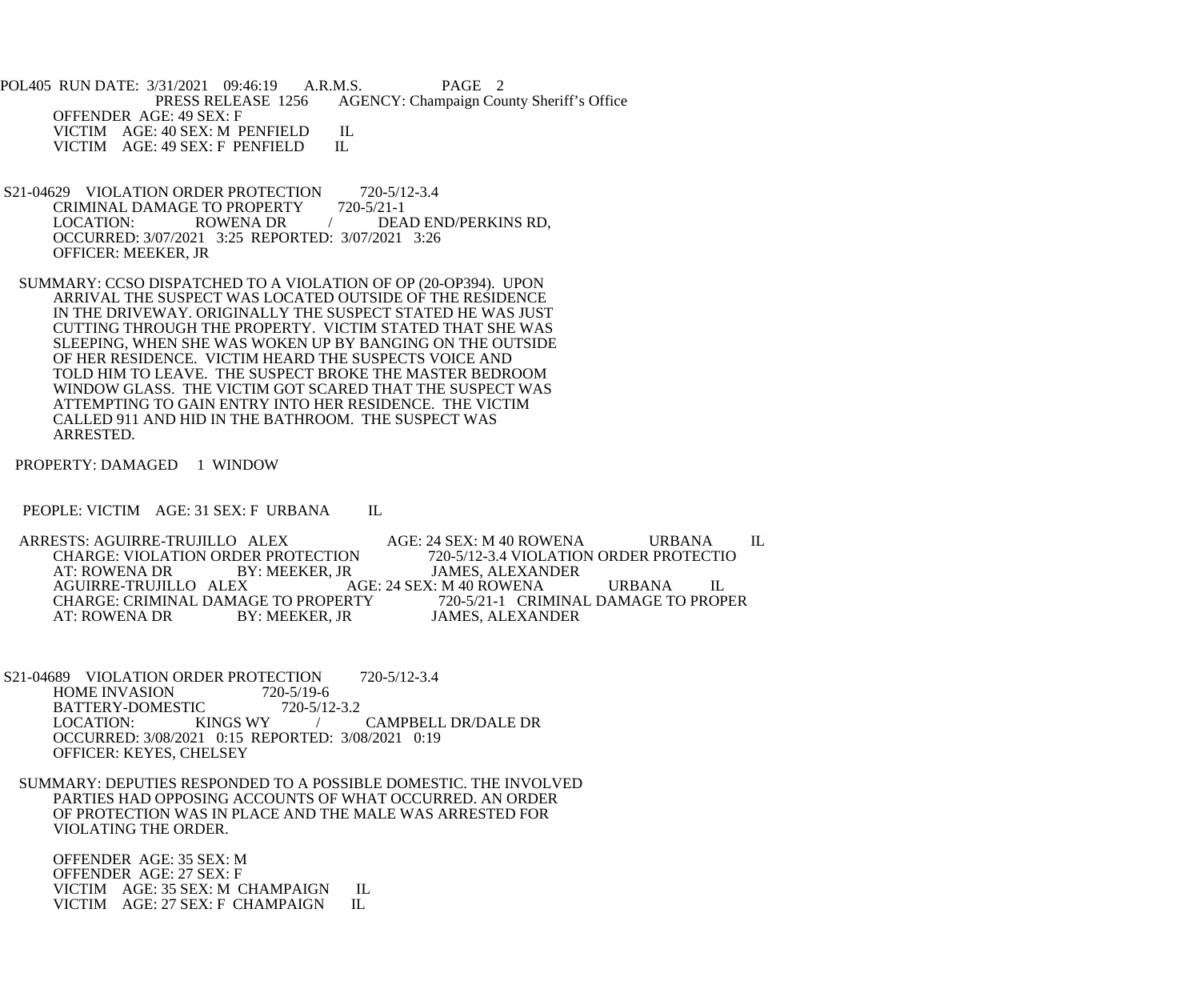OFFENDER AGE: 49 SEX: F
VICTIM AGE: 40 SEX: M PENFIELD IL
VICTIM AGE: 49 SEX: F PENFIELD IL

S21-04629 VIOLATION ORDER PROTECTION 720-5/12-3.4
CRIMINAL DAMAGE TO PROPERTY 720-5/21-1
LOCATION: ROWENA DR / DEAD END/PERKINS RD,
OCCURRED: 3/07/2021 3:25 REPORTED: 3/07/2021 3:26
OFFICER: MEEKER, JR

SUMMARY: CCSO DISPATCHED TO A VIOLATION OF OP (20-OP394). UPON ARRIVAL THE SUSPECT WAS LOCATED OUTSIDE OF THE RESIDENCE IN THE DRIVEWAY. ORIGINALLY THE SUSPECT STATED HE WAS JUST CUTTING THROUGH THE PROPERTY. VICTIM STATED THAT SHE WAS SLEEPING, WHEN SHE WAS WOKEN UP BY BANGING ON THE OUTSIDE OF HER RESIDENCE. VICTIM HEARD THE SUSPECTS VOICE AND TOLD HIM TO LEAVE. THE SUSPECT BROKE THE MASTER BEDROOM WINDOW GLASS. THE VICTIM GOT SCARED THAT THE SUSPECT WAS ATTEMPTING TO GAIN ENTRY INTO HER RESIDENCE. THE VICTIM CALLED 911 AND HID IN THE BATHROOM. THE SUSPECT WAS ARRESTED.

PROPERTY: DAMAGED 1 WINDOW

PEOPLE: VICTIM AGE: 31 SEX: F URBANA IL

ARRESTS: AGUIRRE-TRUJILLO ALEX AGE: 24 SEX: M 40 ROWENA URBANA IL
CHARGE: VIOLATION ORDER PROTECTION 720-5/12-3.4 VIOLATION ORDER PROTECTIO
AT: ROWENA DR BY: MEEKER, JR JAMES, ALEXANDER
AGUIRRE-TRUJILLO ALEX AGE: 24 SEX: M 40 ROWENA URBANA IL
CHARGE: CRIMINAL DAMAGE TO PROPERTY 720-5/21-1 CRIMINAL DAMAGE TO PROPER
AT: ROWENA DR BY: MEEKER, JR JAMES, ALEXANDER

S21-04689 VIOLATION ORDER PROTECTION 720-5/12-3.4
HOME INVASION 720-5/19-6
BATTERY-DOMESTIC 720-5/12-3.2
LOCATION: KINGS WY / CAMPBELL DR/DALE DR
OCCURRED: 3/08/2021 0:15 REPORTED: 3/08/2021 0:19
OFFICER: KEYES, CHELSEY

SUMMARY: DEPUTIES RESPONDED TO A POSSIBLE DOMESTIC. THE INVOLVED PARTIES HAD OPPOSING ACCOUNTS OF WHAT OCCURRED. AN ORDER OF PROTECTION WAS IN PLACE AND THE MALE WAS ARRESTED FOR VIOLATING THE ORDER.

OFFENDER AGE: 35 SEX: M
OFFENDER AGE: 27 SEX: F
VICTIM AGE: 35 SEX: M CHAMPAIGN IL
VICTIM AGE: 27 SEX: F CHAMPAIGN IL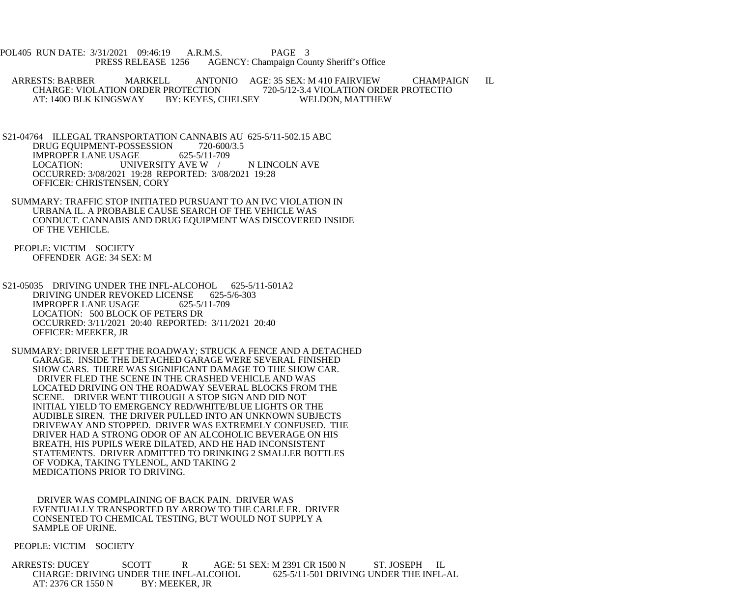ARRESTS: BARBER MARKELL ANTONIO AGE: 35 SEX: M 410 FAIRVIEW CHAMPAIGN IL
CHARGE: VIOLATION ORDER PROTECTION 720-5/12-3.4 VIOLATION ORDER PROTECTIO
AT: 140O BLK KINGSWAY BY: KEYES, CHELSEY WELDON, MATTHEW

S21-04764 ILLEGAL TRANSPORTATION CANNABIS AU 625-5/11-502.15 ABC
DRUG EQUIPMENT-POSSESSION 720-600/3.5
IMPROPER LANE USAGE 625-5/11-709
LOCATION: UNIVERSITY AVE W / N LINCOLN AVE
OCCURRED: 3/08/2021 19:28 REPORTED: 3/08/2021 19:28
OFFICER: CHRISTENSEN, CORY

SUMMARY: TRAFFIC STOP INITIATED PURSUANT TO AN IVC VIOLATION IN URBANA IL. A PROBABLE CAUSE SEARCH OF THE VEHICLE WAS CONDUCT. CANNABIS AND DRUG EQUIPMENT WAS DISCOVERED INSIDE OF THE VEHICLE.

PEOPLE: VICTIM SOCIETY
OFFENDER AGE: 34 SEX: M

S21-05035 DRIVING UNDER THE INFL-ALCOHOL 625-5/11-501A2
DRIVING UNDER REVOKED LICENSE 625-5/6-303
IMPROPER LANE USAGE 625-5/11-709
LOCATION: 500 BLOCK OF PETERS DR
OCCURRED: 3/11/2021 20:40 REPORTED: 3/11/2021 20:40
OFFICER: MEEKER, JR

SUMMARY: DRIVER LEFT THE ROADWAY; STRUCK A FENCE AND A DETACHED GARAGE. INSIDE THE DETACHED GARAGE WERE SEVERAL FINISHED SHOW CARS. THERE WAS SIGNIFICANT DAMAGE TO THE SHOW CAR. DRIVER FLED THE SCENE IN THE CRASHED VEHICLE AND WAS LOCATED DRIVING ON THE ROADWAY SEVERAL BLOCKS FROM THE SCENE. DRIVER WENT THROUGH A STOP SIGN AND DID NOT INITIAL YIELD TO EMERGENCY RED/WHITE/BLUE LIGHTS OR THE AUDIBLE SIREN. THE DRIVER PULLED INTO AN UNKNOWN SUBJECTS DRIVEWAY AND STOPPED. DRIVER WAS EXTREMELY CONFUSED. THE DRIVER HAD A STRONG ODOR OF AN ALCOHOLIC BEVERAGE ON HIS BREATH, HIS PUPILS WERE DILATED, AND HE HAD INCONSISTENT STATEMENTS. DRIVER ADMITTED TO DRINKING 2 SMALLER BOTTLES OF VODKA, TAKING TYLENOL, AND TAKING 2 MEDICATIONS PRIOR TO DRIVING.

DRIVER WAS COMPLAINING OF BACK PAIN. DRIVER WAS EVENTUALLY TRANSPORTED BY ARROW TO THE CARLE ER. DRIVER CONSENTED TO CHEMICAL TESTING, BUT WOULD NOT SUPPLY A SAMPLE OF URINE.

PEOPLE: VICTIM SOCIETY

ARRESTS: DUCEY SCOTT R AGE: 51 SEX: M 2391 CR 1500 N ST. JOSEPH IL
CHARGE: DRIVING UNDER THE INFL-ALCOHOL 625-5/11-501 DRIVING UNDER THE INFL-AL
AT: 2376 CR 1550 N BY: MEEKER, JR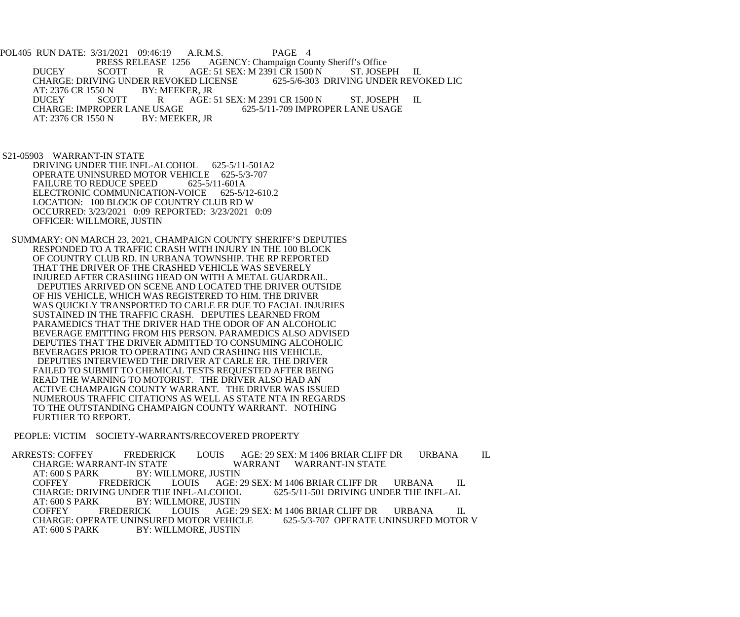DUCEY SCOTT R AGE: 51 SEX: M 2391 CR 1500 N ST. JOSEPH IL
CHARGE: DRIVING UNDER REVOKED LICENSE 625-5/6-303 DRIVING UNDER REVOKED LIC
AT: 2376 CR 1550 N BY: MEEKER, JR
DUCEY SCOTT R AGE: 51 SEX: M 2391 CR 1500 N ST. JOSEPH IL
CHARGE: IMPROPER LANE USAGE 625-5/11-709 IMPROPER LANE USAGE
AT: 2376 CR 1550 N BY: MEEKER, JR

S21-05903 WARRANT-IN STATE
DRIVING UNDER THE INFL-ALCOHOL 625-5/11-501A2
OPERATE UNINSURED MOTOR VEHICLE 625-5/3-707
FAILURE TO REDUCE SPEED 625-5/11-601A
ELECTRONIC COMMUNICATION-VOICE 625-5/12-610.2
LOCATION: 100 BLOCK OF COUNTRY CLUB RD W
OCCURRED: 3/23/2021 0:09 REPORTED: 3/23/2021 0:09
OFFICER: WILLMORE, JUSTIN

SUMMARY: ON MARCH 23, 2021, CHAMPAIGN COUNTY SHERIFF'S DEPUTIES RESPONDED TO A TRAFFIC CRASH WITH INJURY IN THE 100 BLOCK OF COUNTRY CLUB RD. IN URBANA TOWNSHIP. THE RP REPORTED THAT THE DRIVER OF THE CRASHED VEHICLE WAS SEVERELY INJURED AFTER CRASHING HEAD ON WITH A METAL GUARDRAIL.
DEPUTIES ARRIVED ON SCENE AND LOCATED THE DRIVER OUTSIDE OF HIS VEHICLE, WHICH WAS REGISTERED TO HIM. THE DRIVER WAS QUICKLY TRANSPORTED TO CARLE ER DUE TO FACIAL INJURIES SUSTAINED IN THE TRAFFIC CRASH. DEPUTIES LEARNED FROM PARAMEDICS THAT THE DRIVER HAD THE ODOR OF AN ALCOHOLIC BEVERAGE EMITTING FROM HIS PERSON. PARAMEDICS ALSO ADVISED DEPUTIES THAT THE DRIVER ADMITTED TO CONSUMING ALCOHOLIC BEVERAGES PRIOR TO OPERATING AND CRASHING HIS VEHICLE.
DEPUTIES INTERVIEWED THE DRIVER AT CARLE ER. THE DRIVER FAILED TO SUBMIT TO CHEMICAL TESTS REQUESTED AFTER BEING READ THE WARNING TO MOTORIST. THE DRIVER ALSO HAD AN ACTIVE CHAMPAIGN COUNTY WARRANT. THE DRIVER WAS ISSUED NUMEROUS TRAFFIC CITATIONS AS WELL AS STATE NTA IN REGARDS TO THE OUTSTANDING CHAMPAIGN COUNTY WARRANT. NOTHING FURTHER TO REPORT.

PEOPLE: VICTIM SOCIETY-WARRANTS/RECOVERED PROPERTY

ARRESTS: COFFEY FREDERICK LOUIS AGE: 29 SEX: M 1406 BRIAR CLIFF DR URBANA IL
CHARGE: WARRANT-IN STATE WARRANT WARRANT-IN STATE
AT: 600 S PARK BY: WILLMORE, JUSTIN
COFFEY FREDERICK LOUIS AGE: 29 SEX: M 1406 BRIAR CLIFF DR URBANA IL
CHARGE: DRIVING UNDER THE INFL-ALCOHOL 625-5/11-501 DRIVING UNDER THE INFL-AL
AT: 600 S PARK BY: WILLMORE, JUSTIN
COFFEY FREDERICK LOUIS AGE: 29 SEX: M 1406 BRIAR CLIFF DR URBANA IL
CHARGE: OPERATE UNINSURED MOTOR VEHICLE 625-5/3-707 OPERATE UNINSURED MOTOR V
AT: 600 S PARK BY: WILLMORE, JUSTIN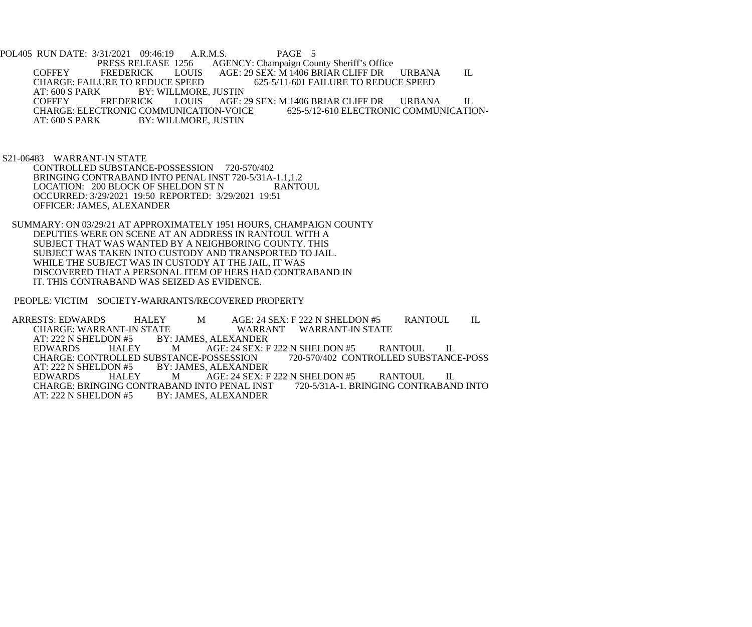POL405 RUN DATE: 3/31/2021 09:46:19 A.R.M.S. PAGE 5

PRESS RELEASE 1256 AGENCY: Champaign County Sheriff's Office

COFFEY FREDERICK LOUIS AGE: 29 SEX: M 1406 BRIAR CLIFF DR URBANA IL
CHARGE: FAILURE TO REDUCE SPEED 625-5/11-601 FAILURE TO REDUCE SPEED
AT: 600 S PARK BY: WILLMORE, JUSTIN
COFFEY FREDERICK LOUIS AGE: 29 SEX: M 1406 BRIAR CLIFF DR URBANA IL
CHARGE: ELECTRONIC COMMUNICATION-VOICE 625-5/12-610 ELECTRONIC COMMUNICATION-
AT: 600 S PARK BY: WILLMORE, JUSTIN

S21-06483 WARRANT-IN STATE
CONTROLLED SUBSTANCE-POSSESSION 720-570/402
BRINGING CONTRABAND INTO PENAL INST 720-5/31A-1.1,1.2
LOCATION: 200 BLOCK OF SHELDON ST N RANTOUL
OCCURRED: 3/29/2021 19:50 REPORTED: 3/29/2021 19:51
OFFICER: JAMES, ALEXANDER

SUMMARY: ON 03/29/21 AT APPROXIMATELY 1951 HOURS, CHAMPAIGN COUNTY DEPUTIES WERE ON SCENE AT AN ADDRESS IN RANTOUL WITH A SUBJECT THAT WAS WANTED BY A NEIGHBORING COUNTY. THIS SUBJECT WAS TAKEN INTO CUSTODY AND TRANSPORTED TO JAIL. WHILE THE SUBJECT WAS IN CUSTODY AT THE JAIL, IT WAS DISCOVERED THAT A PERSONAL ITEM OF HERS HAD CONTRABAND IN IT. THIS CONTRABAND WAS SEIZED AS EVIDENCE.

PEOPLE: VICTIM SOCIETY-WARRANTS/RECOVERED PROPERTY

ARRESTS: EDWARDS HALEY M AGE: 24 SEX: F 222 N SHELDON #5 RANTOUL IL
CHARGE: WARRANT-IN STATE WARRANT WARRANT-IN STATE
AT: 222 N SHELDON #5 BY: JAMES, ALEXANDER
EDWARDS HALEY M AGE: 24 SEX: F 222 N SHELDON #5 RANTOUL IL
CHARGE: CONTROLLED SUBSTANCE-POSSESSION 720-570/402 CONTROLLED SUBSTANCE-POSS
AT: 222 N SHELDON #5 BY: JAMES, ALEXANDER
EDWARDS HALEY M AGE: 24 SEX: F 222 N SHELDON #5 RANTOUL IL
CHARGE: BRINGING CONTRABAND INTO PENAL INST 720-5/31A-1. BRINGING CONTRABAND INTO
AT: 222 N SHELDON #5 BY: JAMES, ALEXANDER